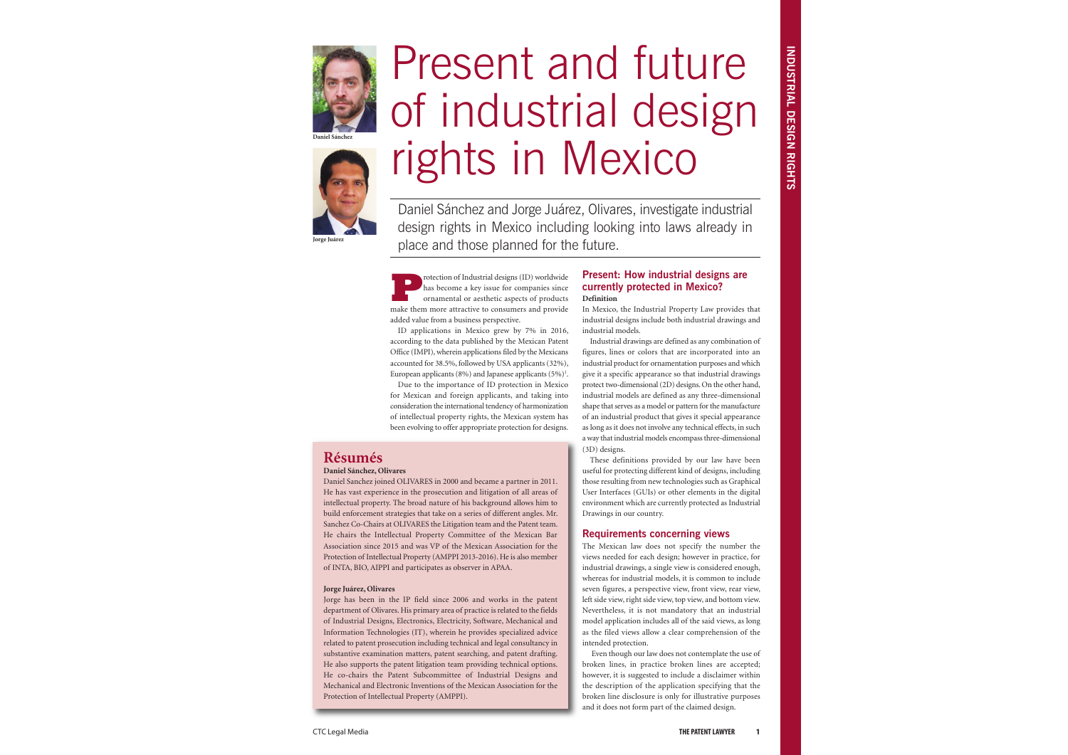# Present and future of industrial design rights in Mexico

Daniel Sánchez

Jorge Juárez

Daniel Sánchez and Jorge Juárez, Olivares, investigate industrial design rights in Mexico including looking into laws already in place and those planned for the future.

Protection of Industrial designs (ID) worldwide has become a key issue for companies since ornamental or aesthetic aspects of products make them more attractive to consumers and provide added value from a business perspective.

ID applications in Mexico grew by 7% in 2016, according to the data published by the Mexican Patent Office (IMPI), wherein applications filed by the Mexicans accounted for 38.5%, followed by USA applicants (32%), European applicants (8%) and Japanese applicants (5%)[1].

Due to the importance of ID protection in Mexico for Mexican and foreign applicants, and taking into consideration the international tendency of harmonization of intellectual property rights, the Mexican system has been evolving to offer appropriate protection for designs.

## Résumés

**Daniel Sánchez, Olivares**

Daniel Sanchez joined OLIVARES in 2000 and became a partner in 2011. He has vast experience in the prosecution and litigation of all areas of intellectual property. The broad nature of his background allows him to build enforcement strategies that take on a series of different angles. Mr. Sanchez Co-Chairs at OLIVARES the Litigation team and the Patent team. He chairs the Intellectual Property Committee of the Mexican Bar Association since 2015 and was VP of the Mexican Association for the Protection of Intellectual Property (AMPPI 2013-2016). He is also member of INTA, BIO, AIPPI and participates as observer in APAA.

**Jorge Juárez, Olivares**

Jorge has been in the IP field since 2006 and works in the patent department of Olivares. His primary area of practice is related to the fields of Industrial Designs, Electronics, Electricity, Software, Mechanical and Information Technologies (IT), wherein he provides specialized advice related to patent prosecution including technical and legal consultancy in substantive examination matters, patent searching, and patent drafting. He also supports the patent litigation team providing technical options. He co-chairs the Patent Subcommittee of Industrial Designs and Mechanical and Electronic Inventions of the Mexican Association for the Protection of Intellectual Property (AMPPI).

## Present: How industrial designs are currently protected in Mexico?

**Definition**

In Mexico, the Industrial Property Law provides that industrial designs include both industrial drawings and industrial models.

Industrial drawings are defined as any combination of figures, lines or colors that are incorporated into an industrial product for ornamentation purposes and which give it a specific appearance so that industrial drawings protect two-dimensional (2D) designs. On the other hand, industrial models are defined as any three-dimensional shape that serves as a model or pattern for the manufacture of an industrial product that gives it special appearance as long as it does not involve any technical effects, in such a way that industrial models encompass three-dimensional (3D) designs.

These definitions provided by our law have been useful for protecting different kind of designs, including those resulting from new technologies such as Graphical User Interfaces (GUIs) or other elements in the digital environment which are currently protected as Industrial Drawings in our country.

## Requirements concerning views

The Mexican law does not specify the number the views needed for each design; however in practice, for industrial drawings, a single view is considered enough, whereas for industrial models, it is common to include seven figures, a perspective view, front view, rear view, left side view, right side view, top view, and bottom view. Nevertheless, it is not mandatory that an industrial model application includes all of the said views, as long as the filed views allow a clear comprehension of the intended protection.

Even though our law does not contemplate the use of broken lines, in practice broken lines are accepted; however, it is suggested to include a disclaimer within the description of the application specifying that the broken line disclosure is only for illustrative purposes and it does not form part of the claimed design.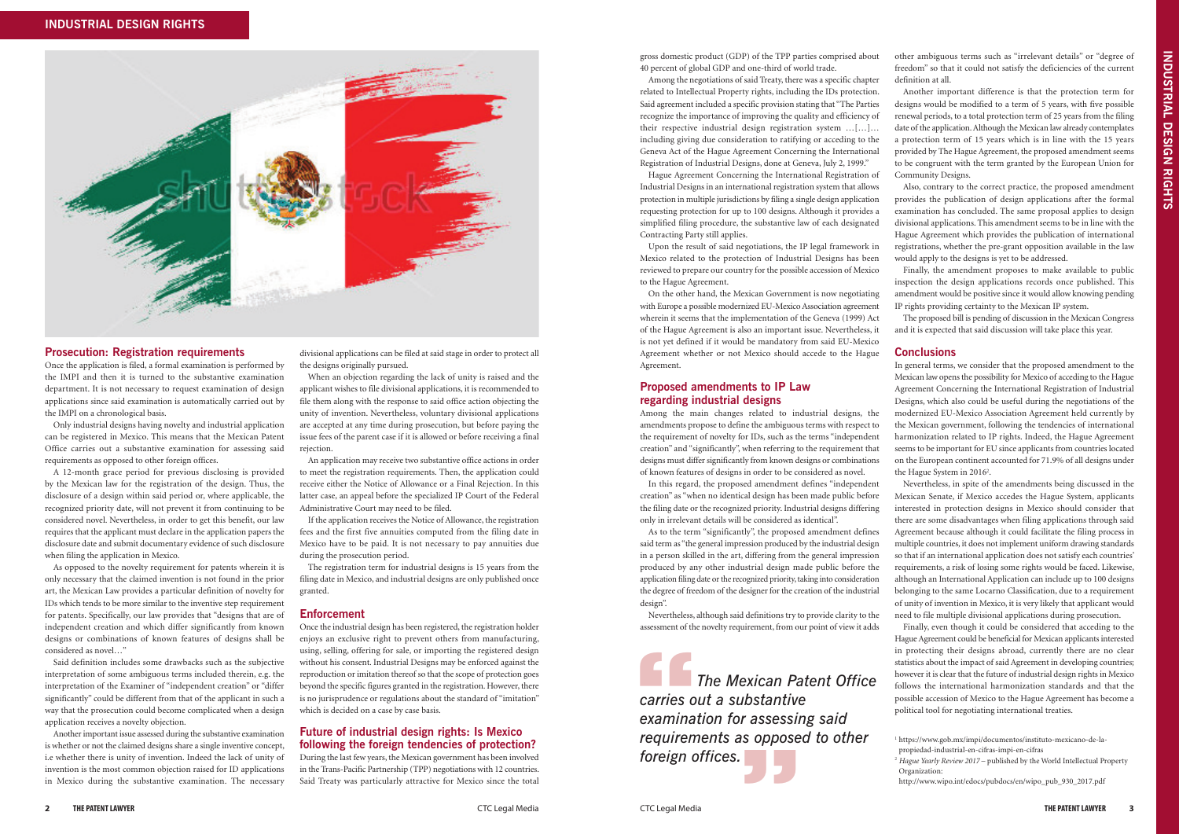## Prosecution: Registration requirements

Once the application is filed, a formal examination is performed by the IMPI and then it is turned to the substantive examination department. It is not necessary to request examination of design applications since said examination is automatically carried out by the IMPI on a chronological basis.

Only industrial designs having novelty and industrial application can be registered in Mexico. This means that the Mexican Patent Office carries out a substantive examination for assessing said requirements as opposed to other foreign offices.

A 12-month grace period for previous disclosing is provided by the Mexican law for the registration of the design. Thus, the disclosure of a design within said period or, where applicable, the recognized priority date, will not prevent it from continuing to be considered novel. Nevertheless, in order to get this benefit, our law requires that the applicant must declare in the application papers the disclosure date and submit documentary evidence of such disclosure when filing the application in Mexico.

As opposed to the novelty requirement for patents wherein it is only necessary that the claimed invention is not found in the prior art, the Mexican Law provides a particular definition of novelty for IDs which tends to be more similar to the inventive step requirement for patents. Specifically, our law provides that "designs that are of independent creation and which differ significantly from known designs or combinations of known features of designs shall be considered as novel…"

Said definition includes some drawbacks such as the subjective interpretation of some ambiguous terms included therein, e.g. the interpretation of the Examiner of "independent creation" or "differ significantly" could be different from that of the applicant in such a way that the prosecution could become complicated when a design application receives a novelty objection.

Another important issue assessed during the substantive examination is whether or not the claimed designs share a single inventive concept, i.e whether there is unity of invention. Indeed the lack of unity of invention is the most common objection raised for ID applications in Mexico during the substantive examination. The necessary divisional applications can be filed at said stage in order to protect all the designs originally pursued.

When an objection regarding the lack of unity is raised and the applicant wishes to file divisional applications, it is recommended to file them along with the response to said office action objecting the unity of invention. Nevertheless, voluntary divisional applications are accepted at any time during prosecution, but before paying the issue fees of the parent case if it is allowed or before receiving a final rejection.

An application may receive two substantive office actions in order to meet the registration requirements. Then, the application could receive either the Notice of Allowance or a Final Rejection. In this latter case, an appeal before the specialized IP Court of the Federal Administrative Court may need to be filed.

If the application receives the Notice of Allowance, the registration fees and the first five annuities computed from the filing date in Mexico have to be paid. It is not necessary to pay annuities due during the prosecution period.

The registration term for industrial designs is 15 years from the filing date in Mexico, and industrial designs are only published once granted.

## Enforcement

Once the industrial design has been registered, the registration holder enjoys an exclusive right to prevent others from manufacturing, using, selling, offering for sale, or importing the registered design without his consent. Industrial Designs may be enforced against the reproduction or imitation thereof so that the scope of protection goes beyond the specific figures granted in the registration. However, there is no jurisprudence or regulations about the standard of "imitation" which is decided on a case by case basis.

## Future of industrial design rights: Is Mexico following the foreign tendencies of protection?

During the last few years, the Mexican government has been involved in the Trans-Pacific Partnership (TPP) negotiations with 12 countries. Said Treaty was particularly attractive for Mexico since the total gross domestic product (GDP) of the TPP parties comprised about 40 percent of global GDP and one-third of world trade.

Among the negotiations of said Treaty, there was a specific chapter related to Intellectual Property rights, including the IDs protection. Said agreement included a specific provision stating that "The Parties recognize the importance of improving the quality and efficiency of their respective industrial design registration system …[…]… including giving due consideration to ratifying or acceding to the Geneva Act of the Hague Agreement Concerning the International Registration of Industrial Designs, done at Geneva, July 2, 1999."

Hague Agreement Concerning the International Registration of Industrial Designs in an international registration system that allows protection in multiple jurisdictions by filing a single design application requesting protection for up to 100 designs. Although it provides a simplified filing procedure, the substantive law of each designated Contracting Party still applies.

Upon the result of said negotiations, the IP legal framework in Mexico related to the protection of Industrial Designs has been reviewed to prepare our country for the possible accession of Mexico to the Hague Agreement.

On the other hand, the Mexican Government is now negotiating with Europe a possible modernized EU-Mexico Association agreement wherein it seems that the implementation of the Geneva (1999) Act of the Hague Agreement is also an important issue. Nevertheless, it is not yet defined if it would be mandatory from said EU-Mexico Agreement whether or not Mexico should accede to the Hague Agreement.

## Proposed amendments to IP Law regarding industrial designs

Among the main changes related to industrial designs, the amendments propose to define the ambiguous terms with respect to the requirement of novelty for IDs, such as the terms "independent creation" and "significantly", when referring to the requirement that designs must differ significantly from known designs or combinations of known features of designs in order to be considered as novel.

In this regard, the proposed amendment defines "independent creation" as "when no identical design has been made public before the filing date or the recognized priority. Industrial designs differing only in irrelevant details will be considered as identical".

As to the term "significantly", the proposed amendment defines said term as "the general impression produced by the industrial design in a person skilled in the art, differing from the general impression produced by any other industrial design made public before the application filing date or the recognized priority, taking into consideration the degree of freedom of the designer for the creation of the industrial design".

Nevertheless, although said definitions try to provide clarity to the assessment of the novelty requirement, from our point of view it adds other ambiguous terms such as "irrelevant details" or "degree of freedom" so that it could not satisfy the deficiencies of the current definition at all.

> *The Mexican Patent Office carries out a substantive examination for assessing said requirements as opposed to other foreign offices.*

Another important difference is that the protection term for designs would be modified to a term of 5 years, with five possible renewal periods, to a total protection term of 25 years from the filing date of the application. Although the Mexican law already contemplates a protection term of 15 years which is in line with the 15 years provided by The Hague Agreement, the proposed amendment seems to be congruent with the term granted by the European Union for Community Designs.

Also, contrary to the correct practice, the proposed amendment provides the publication of design applications after the formal examination has concluded. The same proposal applies to design divisional applications. This amendment seems to be in line with the Hague Agreement which provides the publication of international registrations, whether the pre-grant opposition available in the law would apply to the designs is yet to be addressed.

Finally, the amendment proposes to make available to public inspection the design applications records once published. This amendment would be positive since it would allow knowing pending IP rights providing certainty to the Mexican IP system.

The proposed bill is pending of discussion in the Mexican Congress and it is expected that said discussion will take place this year.

## Conclusions

In general terms, we consider that the proposed amendment to the Mexican law opens the possibility for Mexico of acceding to the Hague Agreement Concerning the International Registration of Industrial Designs, which also could be useful during the negotiations of the modernized EU-Mexico Association Agreement held currently by the Mexican government, following the tendencies of international harmonization related to IP rights. Indeed, the Hague Agreement seems to be important for EU since applicants from countries located on the European continent accounted for 71.9% of all designs under the Hague System in 2016[2].

Nevertheless, in spite of the amendments being discussed in the Mexican Senate, if Mexico accedes the Hague System, applicants interested in protection designs in Mexico should consider that there are some disadvantages when filing applications through said Agreement because although it could facilitate the filing process in multiple countries, it does not implement uniform drawing standards so that if an international application does not satisfy each countries' requirements, a risk of losing some rights would be faced. Likewise, although an International Application can include up to 100 designs belonging to the same Locarno Classification, due to a requirement of unity of invention in Mexico, it is very likely that applicant would need to file multiple divisional applications during prosecution.

Finally, even though it could be considered that acceding to the Hague Agreement could be beneficial for Mexican applicants interested in protecting their designs abroad, currently there are no clear statistics about the impact of said Agreement in developing countries; however it is clear that the future of industrial design rights in Mexico follows the international harmonization standards and that the possible accession of Mexico to the Hague Agreement has become a political tool for negotiating international treaties.

[1] https://www.gob.mx/impi/documentos/instituto-mexicano-de-la-propiedad-industrial-en-cifras-impi-en-cifras

[2] *Hague Yearly Review 2017* – published by the World Intellectual Property Organization: http://www.wipo.int/edocs/pubdocs/en/wipo_pub_930_2017.pdf